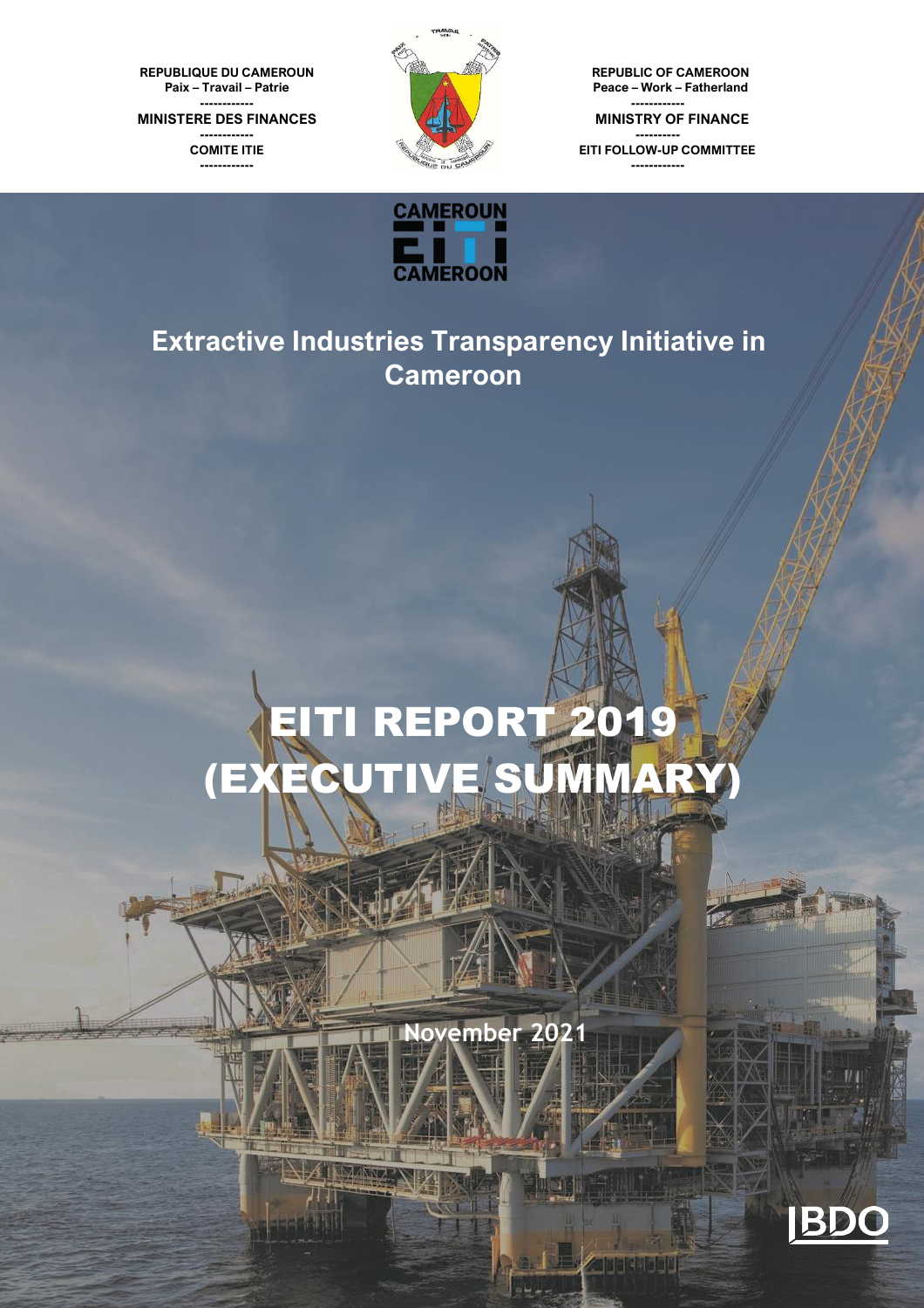REPUBLIQUE DU CAMEROUN
Paix – Travail – Patrie
------------
MINISTERE DES FINANCES
------------
COMITE ITIE
------------

REPUBLIC OF CAMEROON
Peace – Work – Fatherland
------------
MINISTRY OF FINANCE
----------
EITI FOLLOW-UP COMMITTEE
------------

CAMEROUN EITI CAMEROON

## Extractive Industries Transparency Initiative in Cameroon

# EITI REPORT 2019 (EXECUTIVE SUMMARY)

November 2021

BDO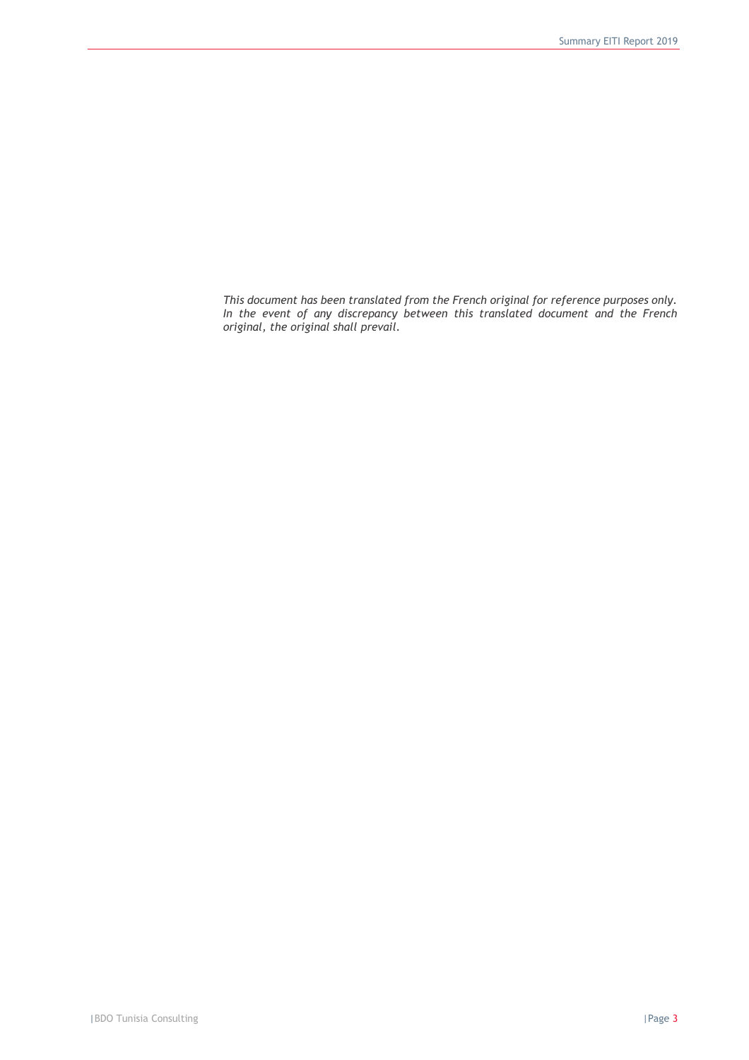*This document has been translated from the French original for reference purposes only. In the event of any discrepancy between this translated document and the French original, the original shall prevail.*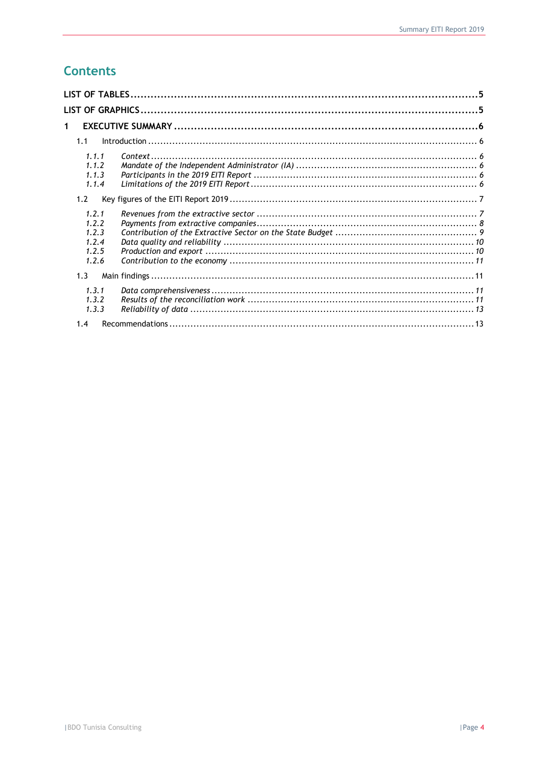# Contents

**LIST OF TABLES** ........................................................................................................ **5**

**LIST OF GRAPHICS** .................................................................................................... **5**

**1 EXECUTIVE SUMMARY** .......................................................................................... **6**

- 1.1 Introduction ........................................................................................................ 6
  - *1.1.1 Context* ........................................................................................................ *6*
  - *1.1.2 Mandate of the Independent Administrator (IA)* ........................................ *6*
  - *1.1.3 Participants in the 2019 EITI Report* ........................................................ *6*
  - *1.1.4 Limitations of the 2019 EITI Report* ......................................................... *6*
- 1.2 Key figures of the EITI Report 2019 ................................................................. 7
  - *1.2.1 Revenues from the extractive sector* ........................................................ *7*
  - *1.2.2 Payments from extractive companies* ....................................................... *8*
  - *1.2.3 Contribution of the Extractive Sector on the State Budget* ....................... *9*
  - *1.2.4 Data quality and reliability* ..................................................................... *10*
  - *1.2.5 Production and export* ............................................................................ *10*
  - *1.2.6 Contribution to the economy* .................................................................. *11*
- 1.3 Main findings ..................................................................................................... 11
  - *1.3.1 Data comprehensiveness* ......................................................................... *11*
  - *1.3.2 Results of the reconciliation work* .......................................................... *11*
  - *1.3.3 Reliability of data* ................................................................................... *13*
- 1.4 Recommendations ............................................................................................. 13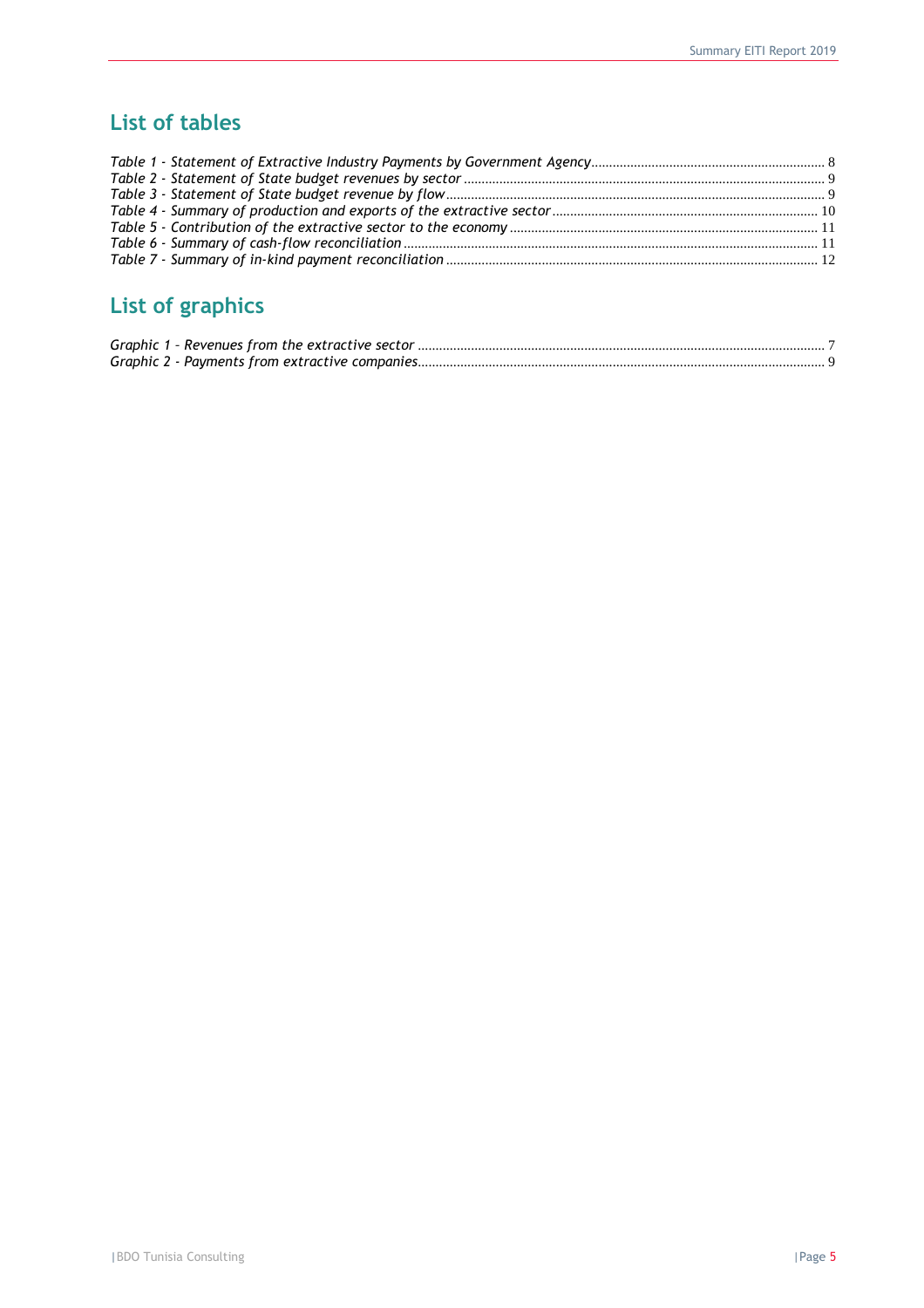## List of tables

*Table 1 - Statement of Extractive Industry Payments by Government Agency* ........ 8
*Table 2 - Statement of State budget revenues by sector* ........ 9
*Table 3 - Statement of State budget revenue by flow* ........ 9
*Table 4 - Summary of production and exports of the extractive sector* ........ 10
*Table 5 - Contribution of the extractive sector to the economy* ........ 11
*Table 6 - Summary of cash-flow reconciliation* ........ 11
*Table 7 - Summary of in-kind payment reconciliation* ........ 12

## List of graphics

*Graphic 1 – Revenues from the extractive sector* ........ 7
*Graphic 2 - Payments from extractive companies* ........ 9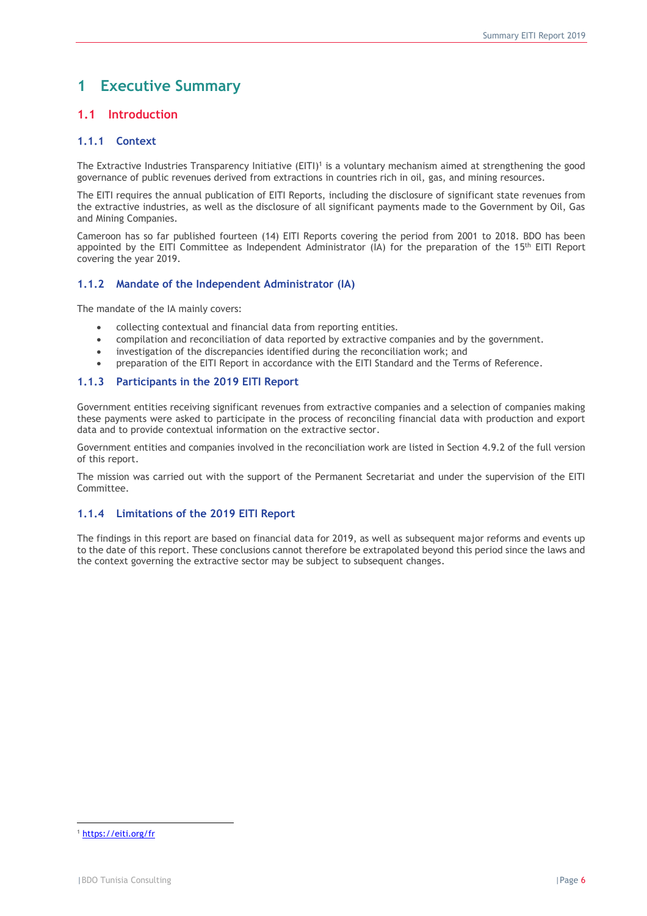# 1 Executive Summary

## 1.1 Introduction

### 1.1.1 Context

The Extractive Industries Transparency Initiative (EITI)[1] is a voluntary mechanism aimed at strengthening the good governance of public revenues derived from extractions in countries rich in oil, gas, and mining resources.

The EITI requires the annual publication of EITI Reports, including the disclosure of significant state revenues from the extractive industries, as well as the disclosure of all significant payments made to the Government by Oil, Gas and Mining Companies.

Cameroon has so far published fourteen (14) EITI Reports covering the period from 2001 to 2018. BDO has been appointed by the EITI Committee as Independent Administrator (IA) for the preparation of the 15th EITI Report covering the year 2019.

### 1.1.2 Mandate of the Independent Administrator (IA)

The mandate of the IA mainly covers:

- collecting contextual and financial data from reporting entities.
- compilation and reconciliation of data reported by extractive companies and by the government.
- investigation of the discrepancies identified during the reconciliation work; and
- preparation of the EITI Report in accordance with the EITI Standard and the Terms of Reference.

### 1.1.3 Participants in the 2019 EITI Report

Government entities receiving significant revenues from extractive companies and a selection of companies making these payments were asked to participate in the process of reconciling financial data with production and export data and to provide contextual information on the extractive sector.

Government entities and companies involved in the reconciliation work are listed in Section 4.9.2 of the full version of this report.

The mission was carried out with the support of the Permanent Secretariat and under the supervision of the EITI Committee.

### 1.1.4 Limitations of the 2019 EITI Report

The findings in this report are based on financial data for 2019, as well as subsequent major reforms and events up to the date of this report. These conclusions cannot therefore be extrapolated beyond this period since the laws and the context governing the extractive sector may be subject to subsequent changes.

[1] https://eiti.org/fr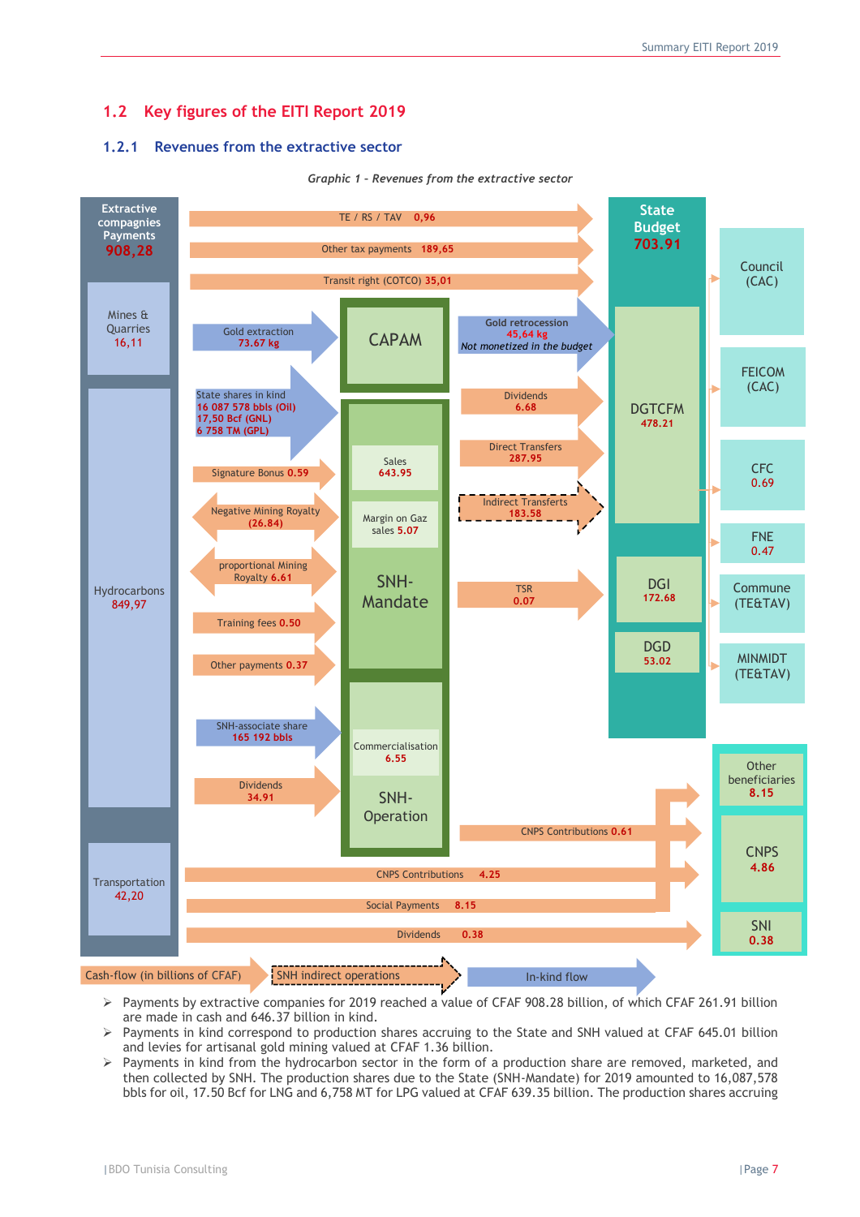## 1.2 Key figures of the EITI Report 2019

### 1.2.1 Revenues from the extractive sector

*Graphic 1 – Revenues from the extractive sector*

Extractive compagnies Payments 908,28

Mines & Quarries 16,11

Hydrocarbons 849,97

Transportation 42,20

TE / RS / TAV 0,96

Other tax payments 189,65

Transit right (COTCO) 35,01

Gold extraction 73.67 kg

CAPAM

Gold retrocession 45,64 kg *Not monetized in the budget*

State shares in kind 16 087 578 bbls (Oil) 17,50 Bcf (GNL) 6 758 TM (GPL)

Signature Bonus 0.59

Negative Mining Royalty (26.84)

proportional Mining Royalty 6.61

Training fees 0.50

Other payments 0.37

SNH-Mandate: Sales 643.95; Margin on Gaz sales 5.07

Dividends 6.68

Direct Transfers 287.95

Indirect Transferts 183.58

TSR 0.07

SNH-associate share 165 192 bbls

Dividends 34.91

SNH-Operation: Commercialisation 6.55

CNPS Contributions 0.61

CNPS Contributions 4.25

Social Payments 8.15

Dividends 0.38

State Budget 703.91: DGTCFM 478.21; DGI 172.68; DGD 53.02

Council (CAC)

FEICOM (CAC)

CFC 0.69

FNE 0.47

Commune (TE&TAV)

MINMIDT (TE&TAV)

Other beneficiaries 8.15

CNPS 4.86

SNI 0.38

Cash-flow (in billions of CFAF) — SNH indirect operations — In-kind flow

- Payments by extractive companies for 2019 reached a value of CFAF 908.28 billion, of which CFAF 261.91 billion are made in cash and 646.37 billion in kind.
- Payments in kind correspond to production shares accruing to the State and SNH valued at CFAF 645.01 billion and levies for artisanal gold mining valued at CFAF 1.36 billion.
- Payments in kind from the hydrocarbon sector in the form of a production share are removed, marketed, and then collected by SNH. The production shares due to the State (SNH-Mandate) for 2019 amounted to 16,087,578 bbls for oil, 17.50 Bcf for LNG and 6,758 MT for LPG valued at CFAF 639.35 billion. The production shares accruing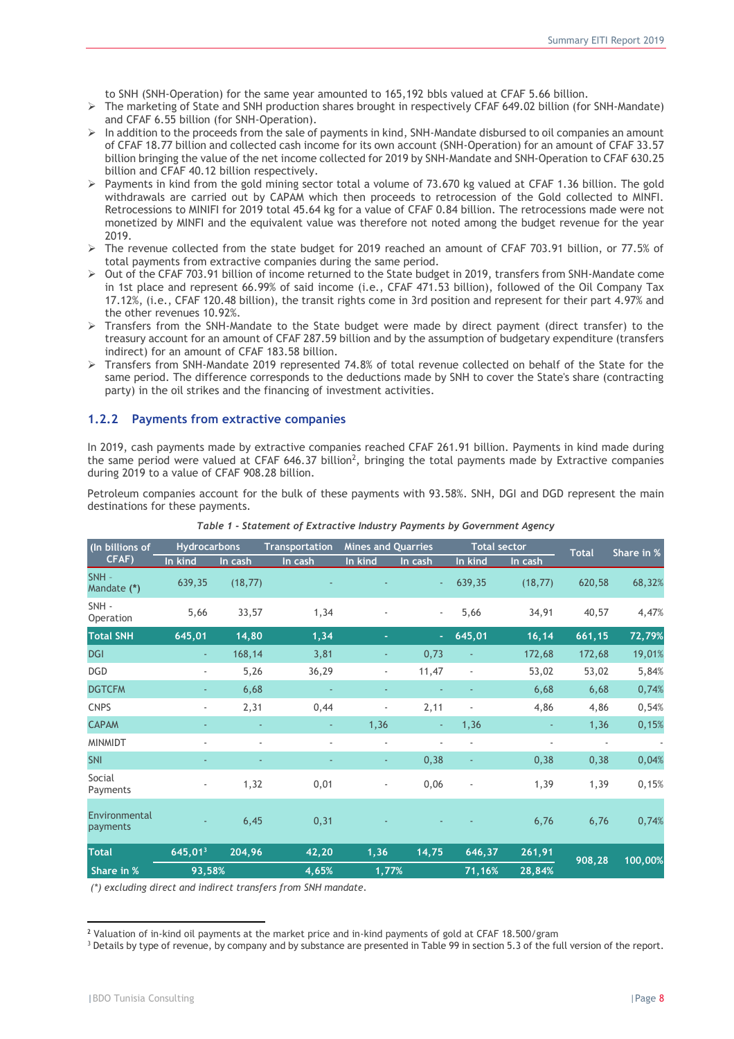to SNH (SNH-Operation) for the same year amounted to 165,192 bbls valued at CFAF 5.66 billion.

- The marketing of State and SNH production shares brought in respectively CFAF 649.02 billion (for SNH-Mandate) and CFAF 6.55 billion (for SNH-Operation).
- In addition to the proceeds from the sale of payments in kind, SNH-Mandate disbursed to oil companies an amount of CFAF 18.77 billion and collected cash income for its own account (SNH-Operation) for an amount of CFAF 33.57 billion bringing the value of the net income collected for 2019 by SNH-Mandate and SNH-Operation to CFAF 630.25 billion and CFAF 40.12 billion respectively.
- Payments in kind from the gold mining sector total a volume of 73.670 kg valued at CFAF 1.36 billion. The gold withdrawals are carried out by CAPAM which then proceeds to retrocession of the Gold collected to MINFI. Retrocessions to MINIFI for 2019 total 45.64 kg for a value of CFAF 0.84 billion. The retrocessions made were not monetized by MINFI and the equivalent value was therefore not noted among the budget revenue for the year 2019.
- The revenue collected from the state budget for 2019 reached an amount of CFAF 703.91 billion, or 77.5% of total payments from extractive companies during the same period.
- Out of the CFAF 703.91 billion of income returned to the State budget in 2019, transfers from SNH-Mandate come in 1st place and represent 66.99% of said income (i.e., CFAF 471.53 billion), followed of the Oil Company Tax 17.12%, (i.e., CFAF 120.48 billion), the transit rights come in 3rd position and represent for their part 4.97% and the other revenues 10.92%.
- Transfers from the SNH-Mandate to the State budget were made by direct payment (direct transfer) to the treasury account for an amount of CFAF 287.59 billion and by the assumption of budgetary expenditure (transfers indirect) for an amount of CFAF 183.58 billion.
- Transfers from SNH-Mandate 2019 represented 74.8% of total revenue collected on behalf of the State for the same period. The difference corresponds to the deductions made by SNH to cover the State's share (contracting party) in the oil strikes and the financing of investment activities.

### 1.2.2 Payments from extractive companies

In 2019, cash payments made by extractive companies reached CFAF 261.91 billion. Payments in kind made during the same period were valued at CFAF 646.37 billion[2], bringing the total payments made by Extractive companies during 2019 to a value of CFAF 908.28 billion.

Petroleum companies account for the bulk of these payments with 93.58%. SNH, DGI and DGD represent the main destinations for these payments.

*Table 1 - Statement of Extractive Industry Payments by Government Agency*

| (In billions of CFAF) | Hydrocarbons | | Transportation | Mines and Quarries | | Total sector | | Total | Share in % |
|---|---|---|---|---|---|---|---|---|---|
| | In kind | In cash | In cash | In kind | In cash | In kind | In cash | | |
| SNH - Mandate **(\*)** | 639,35 | (18,77) | - | - | - | 639,35 | (18,77) | 620,58 | 68,32% |
| SNH - Operation | 5,66 | 33,57 | 1,34 | - | - | 5,66 | 34,91 | 40,57 | 4,47% |
| **Total SNH** | **645,01** | **14,80** | **1,34** | **-** | **-** | **645,01** | **16,14** | **661,15** | **72,79%** |
| DGI | - | 168,14 | 3,81 | - | 0,73 | - | 172,68 | 172,68 | 19,01% |
| DGD | - | 5,26 | 36,29 | - | 11,47 | - | 53,02 | 53,02 | 5,84% |
| DGTCFM | - | 6,68 | - | - | - | - | 6,68 | 6,68 | 0,74% |
| CNPS | - | 2,31 | 0,44 | - | 2,11 | - | 4,86 | 4,86 | 0,54% |
| CAPAM | - | - | - | 1,36 | - | 1,36 | - | 1,36 | 0,15% |
| MINMIDT | - | - | - | - | - | - | - | - | - |
| SNI | - | - | - | - | 0,38 | - | 0,38 | 0,38 | 0,04% |
| Social Payments | - | 1,32 | 0,01 | - | 0,06 | - | 1,39 | 1,39 | 0,15% |
| Environmental payments | - | 6,45 | 0,31 | - | - | - | 6,76 | 6,76 | 0,74% |
| **Total** | **645,01[3]** | **204,96** | **42,20** | **1,36** | **14,75** | **646,37** | **261,91** | **908,28** | **100,00%** |
| **Share in %** | **93,58%** | | **4,65%** | **1,77%** | | **71,16%** | **28,84%** | | |

*(\*) excluding direct and indirect transfers from SNH mandate.*

[2] Valuation of in-kind oil payments at the market price and in-kind payments of gold at CFAF 18.500/gram

[3] Details by type of revenue, by company and by substance are presented in Table 99 in section 5.3 of the full version of the report.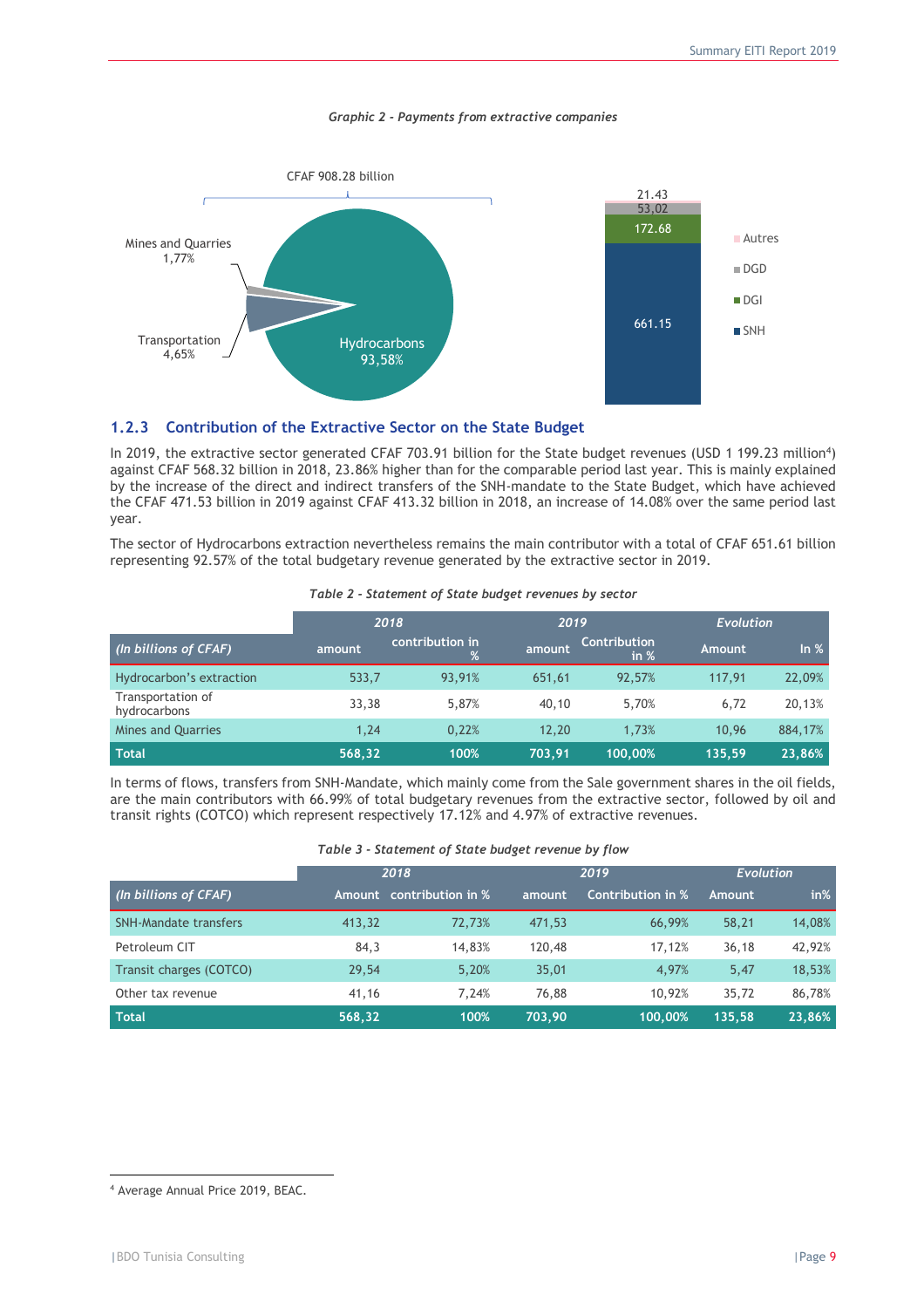*Graphic 2 - Payments from extractive companies*

CFAF 908.28 billion

Mines and Quarries 1,77%

Transportation 4,65%

Hydrocarbons 93,58%

21.43
53,02
172.68
661.15

Autres
DGD
DGI
SNH

### 1.2.3 Contribution of the Extractive Sector on the State Budget

In 2019, the extractive sector generated CFAF 703.91 billion for the State budget revenues (USD 1 199.23 million[4]) against CFAF 568.32 billion in 2018, 23.86% higher than for the comparable period last year. This is mainly explained by the increase of the direct and indirect transfers of the SNH-mandate to the State Budget, which have achieved the CFAF 471.53 billion in 2019 against CFAF 413.32 billion in 2018, an increase of 14.08% over the same period last year.

The sector of Hydrocarbons extraction nevertheless remains the main contributor with a total of CFAF 651.61 billion representing 92.57% of the total budgetary revenue generated by the extractive sector in 2019.

*Table 2 - Statement of State budget revenues by sector*

| | 2018 | | 2019 | | Evolution | |
|---|---|---|---|---|---|---|
| *(In billions of CFAF)* | amount | contribution in % | amount | Contribution in % | Amount | In % |
| Hydrocarbon's extraction | 533,7 | 93,91% | 651,61 | 92,57% | 117,91 | 22,09% |
| Transportation of hydrocarbons | 33,38 | 5,87% | 40,10 | 5,70% | 6,72 | 20,13% |
| Mines and Quarries | 1,24 | 0,22% | 12,20 | 1,73% | 10,96 | 884,17% |
| **Total** | **568,32** | **100%** | **703,91** | **100,00%** | **135,59** | **23,86%** |

In terms of flows, transfers from SNH-Mandate, which mainly come from the Sale government shares in the oil fields, are the main contributors with 66.99% of total budgetary revenues from the extractive sector, followed by oil and transit rights (COTCO) which represent respectively 17.12% and 4.97% of extractive revenues.

*Table 3 - Statement of State budget revenue by flow*

| | 2018 | | 2019 | | Evolution | |
|---|---|---|---|---|---|---|
| *(In billions of CFAF)* | Amount | contribution in % | amount | Contribution in % | Amount | in% |
| SNH-Mandate transfers | 413,32 | 72,73% | 471,53 | 66,99% | 58,21 | 14,08% |
| Petroleum CIT | 84,3 | 14,83% | 120,48 | 17,12% | 36,18 | 42,92% |
| Transit charges (COTCO) | 29,54 | 5,20% | 35,01 | 4,97% | 5,47 | 18,53% |
| Other tax revenue | 41,16 | 7,24% | 76,88 | 10,92% | 35,72 | 86,78% |
| **Total** | **568,32** | **100%** | **703,90** | **100,00%** | **135,58** | **23,86%** |

[4] Average Annual Price 2019, BEAC.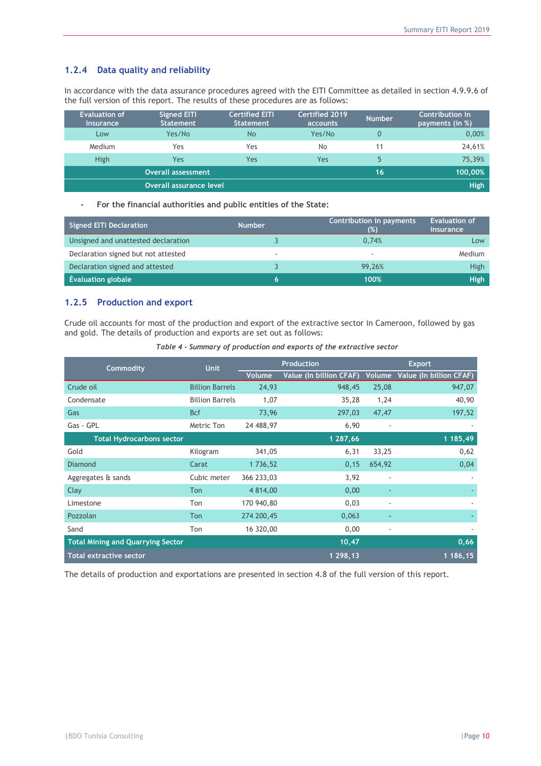### 1.2.4 Data quality and reliability

In accordance with the data assurance procedures agreed with the EITI Committee as detailed in section 4.9.9.6 of the full version of this report. The results of these procedures are as follows:

| Evaluation of insurance | Signed EITI Statement | Certified EITI Statement | Certified 2019 accounts | Number | Contribution in payments (in %) |
|---|---|---|---|---|---|
| Low | Yes/No | No | Yes/No | 0 | 0,00% |
| Medium | Yes | Yes | No | 11 | 24,61% |
| High | Yes | Yes | Yes | 5 | 75,39% |
| **Overall assessment** | | | | **16** | **100,00%** |
| **Overall assurance level** | | | | | **High** |

- **For the financial authorities and public entities of the State:**

| Signed EITI Declaration | Number | Contribution in payments (%) | Evaluation of insurance |
|---|---|---|---|
| Unsigned and unattested declaration | 3 | 0,74% | Low |
| Declaration signed but not attested | - | - | Medium |
| Declaration signed and attested | 3 | 99,26% | High |
| **Évaluation globale** | **6** | **100%** | **High** |

### 1.2.5 Production and export

Crude oil accounts for most of the production and export of the extractive sector in Cameroon, followed by gas and gold. The details of production and exports are set out as follows:

*Table 4 - Summary of production and exports of the extractive sector*

| Commodity | Unit | Production | | Export | |
|---|---|---|---|---|---|
| | | Volume | Value (In billion CFAF) | Volume | Value (In billion CFAF) |
| Crude oil | Billion Barrels | 24,93 | 948,45 | 25,08 | 947,07 |
| Condensate | Billion Barrels | 1,07 | 35,28 | 1,24 | 40,90 |
| Gas | Bcf | 73,96 | 297,03 | 47,47 | 197,52 |
| Gas - GPL | Metric Ton | 24 488,97 | 6,90 | - | - |
| **Total Hydrocarbons sector** | | | **1 287,66** | | **1 185,49** |
| Gold | Kilogram | 341,05 | 6,31 | 33,25 | 0,62 |
| Diamond | Carat | 1 736,52 | 0,15 | 654,92 | 0,04 |
| Aggregates & sands | Cubic meter | 366 233,03 | 3,92 | - | - |
| Clay | Ton | 4 814,00 | 0,00 | - | - |
| Limestone | Ton | 170 940,80 | 0,03 | - | - |
| Pozzolan | Ton | 274 200,45 | 0,063 | - | - |
| Sand | Ton | 16 320,00 | 0,00 | - | - |
| **Total Mining and Quarrying Sector** | | | **10,47** | | **0,66** |
| **Total extractive sector** | | | **1 298,13** | | **1 186,15** |

The details of production and exportations are presented in section 4.8 of the full version of this report.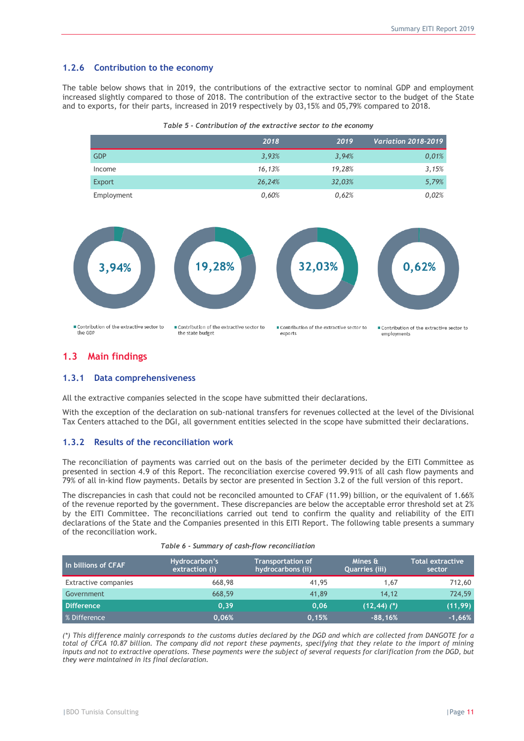### 1.2.6 Contribution to the economy

The table below shows that in 2019, the contributions of the extractive sector to nominal GDP and employment increased slightly compared to those of 2018. The contribution of the extractive sector to the budget of the State and to exports, for their parts, increased in 2019 respectively by 03,15% and 05,79% compared to 2018.

*Table 5 - Contribution of the extractive sector to the economy*

| | 2018 | 2019 | Variation 2018-2019 |
|---|---|---|---|
| GDP | 3,93% | 3,94% | 0,01% |
| Income | 16,13% | 19,28% | 3,15% |
| Export | 26,24% | 32,03% | 5,79% |
| Employment | 0,60% | 0,62% | 0,02% |

3,94% — Contribution of the extractive sector to the GDP

19,28% — Contribution of the extractive sector to the state budget

32,03% — Contribution of the extractive sector to exports

0,62% — Contribution of the extractive sector to employments

## 1.3 Main findings

### 1.3.1 Data comprehensiveness

All the extractive companies selected in the scope have submitted their declarations.

With the exception of the declaration on sub-national transfers for revenues collected at the level of the Divisional Tax Centers attached to the DGI, all government entities selected in the scope have submitted their declarations.

### 1.3.2 Results of the reconciliation work

The reconciliation of payments was carried out on the basis of the perimeter decided by the EITI Committee as presented in section 4.9 of this Report. The reconciliation exercise covered 99.91% of all cash flow payments and 79% of all in-kind flow payments. Details by sector are presented in Section 3.2 of the full version of this report.

The discrepancies in cash that could not be reconciled amounted to CFAF (11.99) billion, or the equivalent of 1.66% of the revenue reported by the government. These discrepancies are below the acceptable error threshold set at 2% by the EITI Committee. The reconciliations carried out tend to confirm the quality and reliability of the EITI declarations of the State and the Companies presented in this EITI Report. The following table presents a summary of the reconciliation work.

*Table 6 - Summary of cash-flow reconciliation*

| In billions of CFAF | Hydrocarbon's extraction (i) | Transportation of hydrocarbons (ii) | Mines & Quarries (iii) | Total extractive sector |
|---|---|---|---|---|
| Extractive companies | 668,98 | 41,95 | 1,67 | 712,60 |
| Government | 668,59 | 41,89 | 14,12 | 724,59 |
| **Difference** | **0,39** | **0,06** | **(12,44) (*)** | **(11,99)** |
| % Difference | 0,06% | 0,15% | -88,16% | -1,66% |

*(*) This difference mainly corresponds to the customs duties declared by the DGD and which are collected from DANGOTE for a total of CFCA 10.87 billion. The company did not report these payments, specifying that they relate to the import of mining inputs and not to extractive operations. These payments were the subject of several requests for clarification from the DGD, but they were maintained in its final declaration.*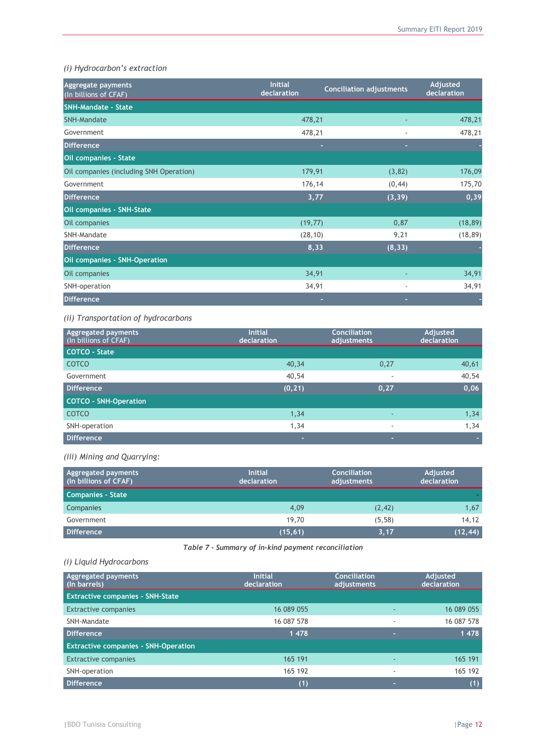*(i) Hydrocarbon's extraction*

| Aggregate payments (In billions of CFAF) | Initial declaration | Conciliation adjustments | Adjusted declaration |
|---|---|---|---|
| **SNH-Mandate - State** | | | |
| SNH-Mandate | 478,21 | - | 478,21 |
| Government | 478,21 | - | 478,21 |
| **Difference** | - | - | - |
| **Oil companies - State** | | | |
| Oil companies (including SNH Operation) | 179,91 | (3,82) | 176,09 |
| Government | 176,14 | (0,44) | 175,70 |
| **Difference** | 3,77 | (3,39) | 0,39 |
| **Oil companies - SNH-State** | | | |
| Oil companies | (19,77) | 0,87 | (18,89) |
| SNH-Mandate | (28,10) | 9,21 | (18,89) |
| **Difference** | 8,33 | (8,33) | - |
| **Oil companies - SNH-Operation** | | | |
| Oil companies | 34,91 | - | 34,91 |
| SNH-operation | 34,91 | - | 34,91 |
| **Difference** | - | - | - |

*(ii) Transportation of hydrocarbons*

| Aggregated payments (In billions of CFAF) | Initial declaration | Conciliation adjustments | Adjusted declaration |
|---|---|---|---|
| **COTCO - State** | | | |
| COTCO | 40,34 | 0,27 | 40,61 |
| Government | 40,54 | - | 40,54 |
| **Difference** | (0,21) | 0,27 | 0,06 |
| **COTCO - SNH-Operation** | | | |
| COTCO | 1,34 | - | 1,34 |
| SNH-operation | 1,34 | - | 1,34 |
| **Difference** | - | - | - |

*(iii) Mining and Quarrying:*

| Aggregated payments (In billions of CFAF) | Initial declaration | Conciliation adjustments | Adjusted declaration |
|---|---|---|---|
| **Companies - State** | | | - |
| Companies | 4,09 | (2,42) | 1,67 |
| Government | 19,70 | (5,58) | 14,12 |
| **Difference** | (15,61) | 3,17 | (12,44) |

***Table 7 - Summary of in-kind payment reconciliation***

*(i) Liquid Hydrocarbons*

| Aggregated payments (In barrels) | Initial declaration | Conciliation adjustments | Adjusted declaration |
|---|---|---|---|
| **Extractive companies - SNH-State** | | | |
| Extractive companies | 16 089 055 | - | 16 089 055 |
| SNH-Mandate | 16 087 578 | - | 16 087 578 |
| **Difference** | 1 478 | - | 1 478 |
| **Extractive companies - SNH-Operation** | | | |
| Extractive companies | 165 191 | - | 165 191 |
| SNH-operation | 165 192 | - | 165 192 |
| **Difference** | (1) | - | (1) |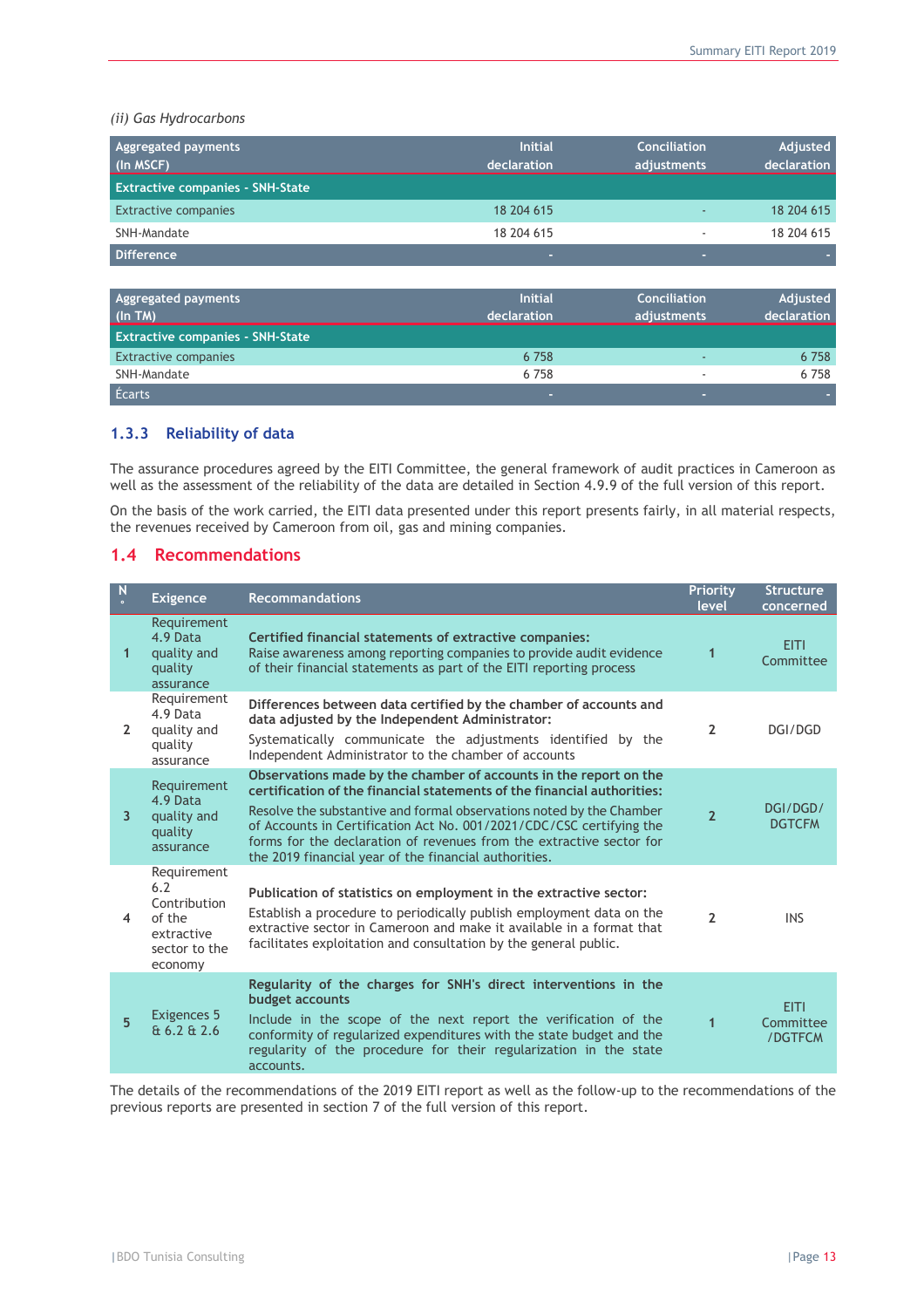*(ii) Gas Hydrocarbons*

| Aggregated payments (In MSCF) | Initial declaration | Conciliation adjustments | Adjusted declaration |
|---|---|---|---|
| **Extractive companies - SNH-State** | | | |
| Extractive companies | 18 204 615 | - | 18 204 615 |
| SNH-Mandate | 18 204 615 | - | 18 204 615 |
| **Difference** | - | - | - |

| Aggregated payments (In TM) | Initial declaration | Conciliation adjustments | Adjusted declaration |
|---|---|---|---|
| **Extractive companies - SNH-State** | | | |
| Extractive companies | 6 758 | - | 6 758 |
| SNH-Mandate | 6 758 | - | 6 758 |
| Écarts | - | - | - |

### 1.3.3 Reliability of data

The assurance procedures agreed by the EITI Committee, the general framework of audit practices in Cameroon as well as the assessment of the reliability of the data are detailed in Section 4.9.9 of the full version of this report.

On the basis of the work carried, the EITI data presented under this report presents fairly, in all material respects, the revenues received by Cameroon from oil, gas and mining companies.

## 1.4 Recommendations

| N° | Exigence | Recommandations | Priority level | Structure concerned |
|---|---|---|---|---|
| 1 | Requirement 4.9 Data quality and quality assurance | **Certified financial statements of extractive companies:** Raise awareness among reporting companies to provide audit evidence of their financial statements as part of the EITI reporting process | 1 | EITI Committee |
| 2 | Requirement 4.9 Data quality and quality assurance | **Differences between data certified by the chamber of accounts and data adjusted by the Independent Administrator:** Systematically communicate the adjustments identified by the Independent Administrator to the chamber of accounts | 2 | DGI/DGD |
| 3 | Requirement 4.9 Data quality and quality assurance | **Observations made by the chamber of accounts in the report on the certification of the financial statements of the financial authorities:** Resolve the substantive and formal observations noted by the Chamber of Accounts in Certification Act No. 001/2021/CDC/CSC certifying the forms for the declaration of revenues from the extractive sector for the 2019 financial year of the financial authorities. | 2 | DGI/DGD/ DGTCFM |
| 4 | Requirement 6.2 Contribution of the extractive sector to the economy | **Publication of statistics on employment in the extractive sector:** Establish a procedure to periodically publish employment data on the extractive sector in Cameroon and make it available in a format that facilitates exploitation and consultation by the general public. | 2 | INS |
| 5 | Exigences 5 & 6.2 & 2.6 | **Regularity of the charges for SNH's direct interventions in the budget accounts** Include in the scope of the next report the verification of the conformity of regularized expenditures with the state budget and the regularity of the procedure for their regularization in the state accounts. | 1 | EITI Committee /DGTFCM |

The details of the recommendations of the 2019 EITI report as well as the follow-up to the recommendations of the previous reports are presented in section 7 of the full version of this report.